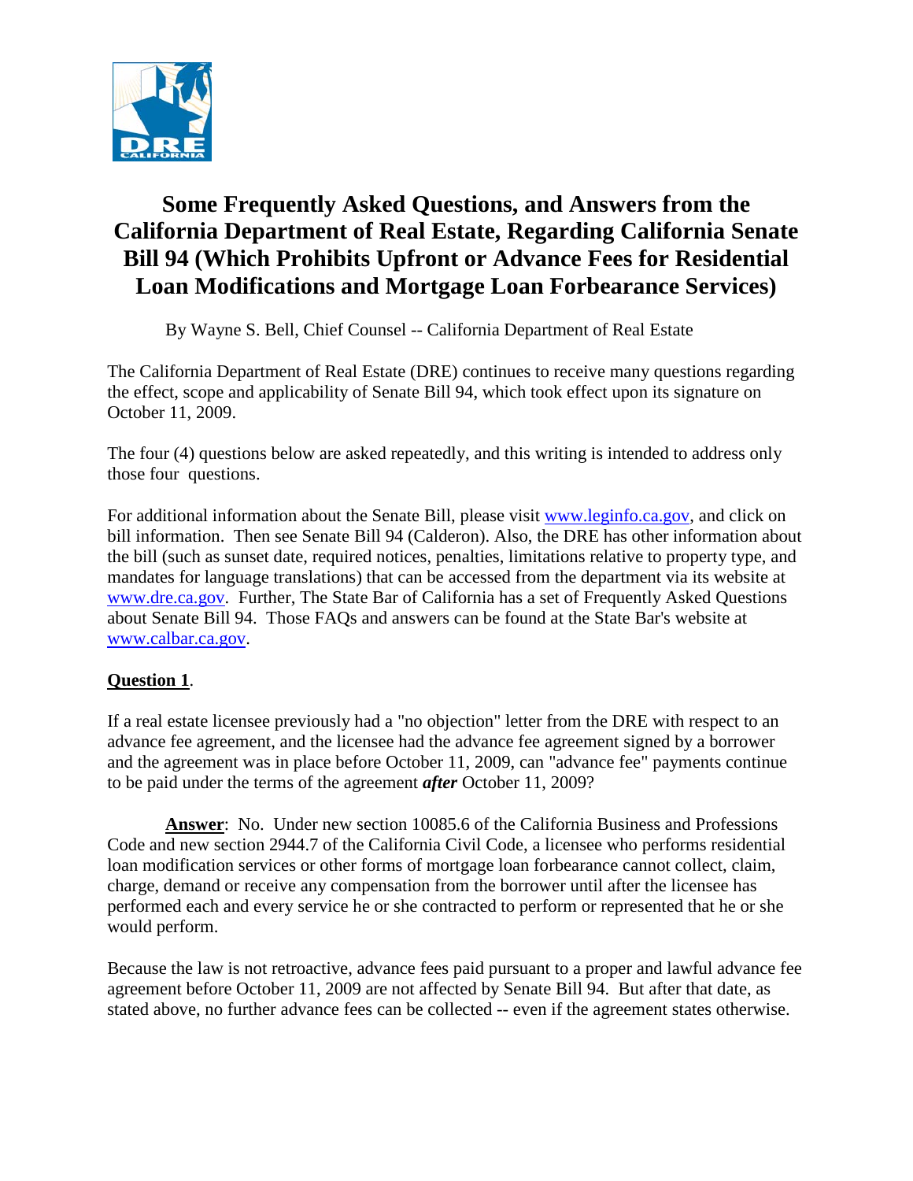# Some Frequently Asked Questions, and Answers from the California Department of Real Estate, Regarding California Senate Bill 94 (Which Prohibits Upfront or Advance Fees for Residential Loan Modifications and Mortgage Loan Forbearance Services)

By Wayne S. Bell, Chief Counsel -- California Department of Real Estate

The California Department of Real Estate (DRE) continues to receive many questions regarding the effect, scope and applicability of Senate Bill 94, which took effect upon its signature on October 11, 2009.

The four (4) questions below are asked repeatedly, and this writing is intended to address only those four questions.

For additional information about the Senate Bill, please visit www.leginfo.ca.gov, and click on bill information. Then see Senate Bill 94 (Calderon). Also, the DRE has other information about the bill (such as sunset date, required notices, penalties, limitations relative to property type, and mandates for language translations) that can be accessed from the department via its website at www.dre.ca.gov. Further, The State Bar of California has a set of Frequently Asked Questions about Senate Bill 94. Those FAQs and answers can be found at the State Bar's website at www.calbar.ca.gov.

**Question 1**.

If a real estate licensee previously had a "no objection" letter from the DRE with respect to an advance fee agreement, and the licensee had the advance fee agreement signed by a borrower and the agreement was in place before October 11, 2009, can "advance fee" payments continue to be paid under the terms of the agreement ***after*** October 11, 2009?

**Answer**: No. Under new section 10085.6 of the California Business and Professions Code and new section 2944.7 of the California Civil Code, a licensee who performs residential loan modification services or other forms of mortgage loan forbearance cannot collect, claim, charge, demand or receive any compensation from the borrower until after the licensee has performed each and every service he or she contracted to perform or represented that he or she would perform.

Because the law is not retroactive, advance fees paid pursuant to a proper and lawful advance fee agreement before October 11, 2009 are not affected by Senate Bill 94. But after that date, as stated above, no further advance fees can be collected -- even if the agreement states otherwise.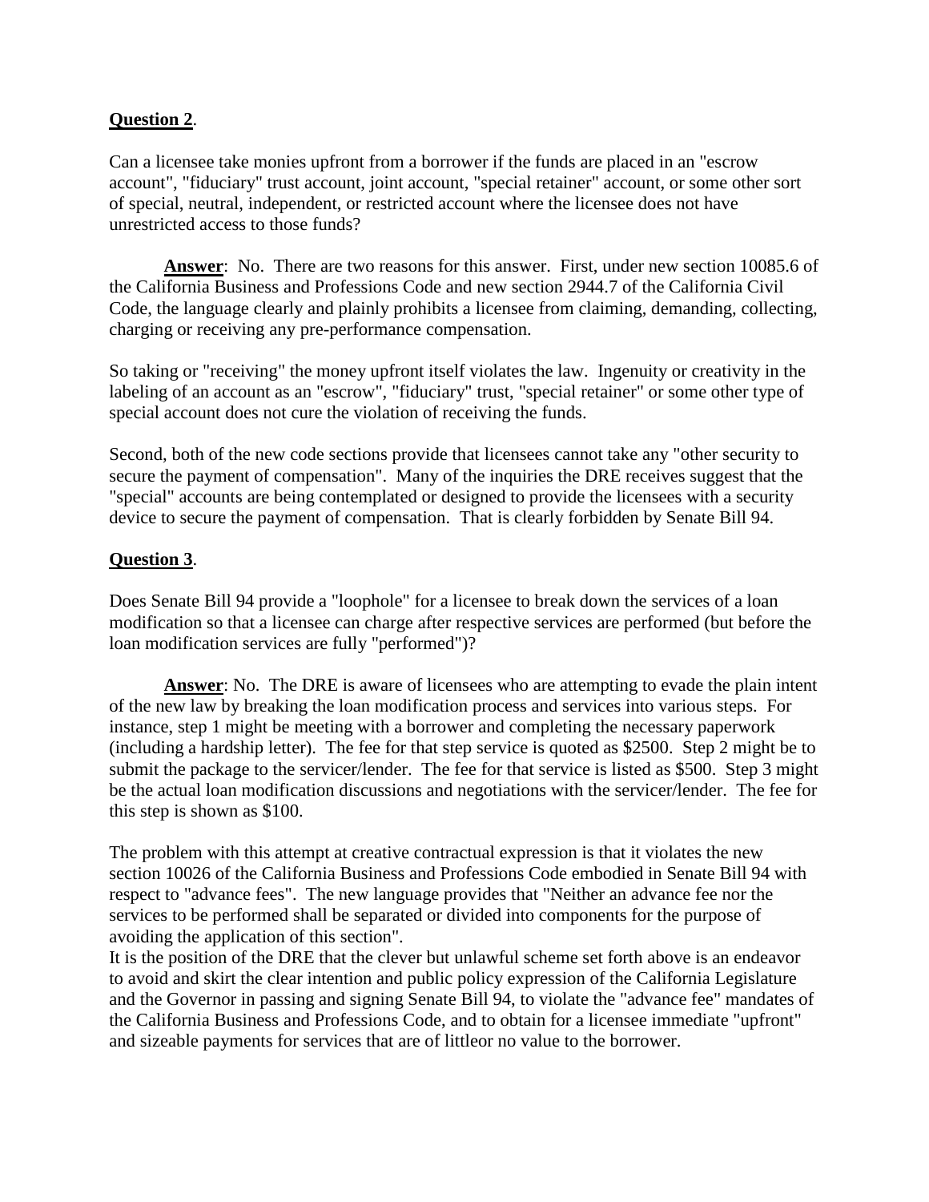**Question 2**.

Can a licensee take monies upfront from a borrower if the funds are placed in an "escrow account", "fiduciary" trust account, joint account, "special retainer" account, or some other sort of special, neutral, independent, or restricted account where the licensee does not have unrestricted access to those funds?

**Answer**: No. There are two reasons for this answer. First, under new section 10085.6 of the California Business and Professions Code and new section 2944.7 of the California Civil Code, the language clearly and plainly prohibits a licensee from claiming, demanding, collecting, charging or receiving any pre-performance compensation.

So taking or "receiving" the money upfront itself violates the law. Ingenuity or creativity in the labeling of an account as an "escrow", "fiduciary" trust, "special retainer" or some other type of special account does not cure the violation of receiving the funds.

Second, both of the new code sections provide that licensees cannot take any "other security to secure the payment of compensation". Many of the inquiries the DRE receives suggest that the "special" accounts are being contemplated or designed to provide the licensees with a security device to secure the payment of compensation. That is clearly forbidden by Senate Bill 94.

**Question 3**.

Does Senate Bill 94 provide a "loophole" for a licensee to break down the services of a loan modification so that a licensee can charge after respective services are performed (but before the loan modification services are fully "performed")?

**Answer**: No. The DRE is aware of licensees who are attempting to evade the plain intent of the new law by breaking the loan modification process and services into various steps. For instance, step 1 might be meeting with a borrower and completing the necessary paperwork (including a hardship letter). The fee for that step service is quoted as $2500. Step 2 might be to submit the package to the servicer/lender. The fee for that service is listed as $500. Step 3 might be the actual loan modification discussions and negotiations with the servicer/lender. The fee for this step is shown as $100.

The problem with this attempt at creative contractual expression is that it violates the new section 10026 of the California Business and Professions Code embodied in Senate Bill 94 with respect to "advance fees". The new language provides that "Neither an advance fee nor the services to be performed shall be separated or divided into components for the purpose of avoiding the application of this section".

It is the position of the DRE that the clever but unlawful scheme set forth above is an endeavor to avoid and skirt the clear intention and public policy expression of the California Legislature and the Governor in passing and signing Senate Bill 94, to violate the "advance fee" mandates of the California Business and Professions Code, and to obtain for a licensee immediate "upfront" and sizeable payments for services that are of littleor no value to the borrower.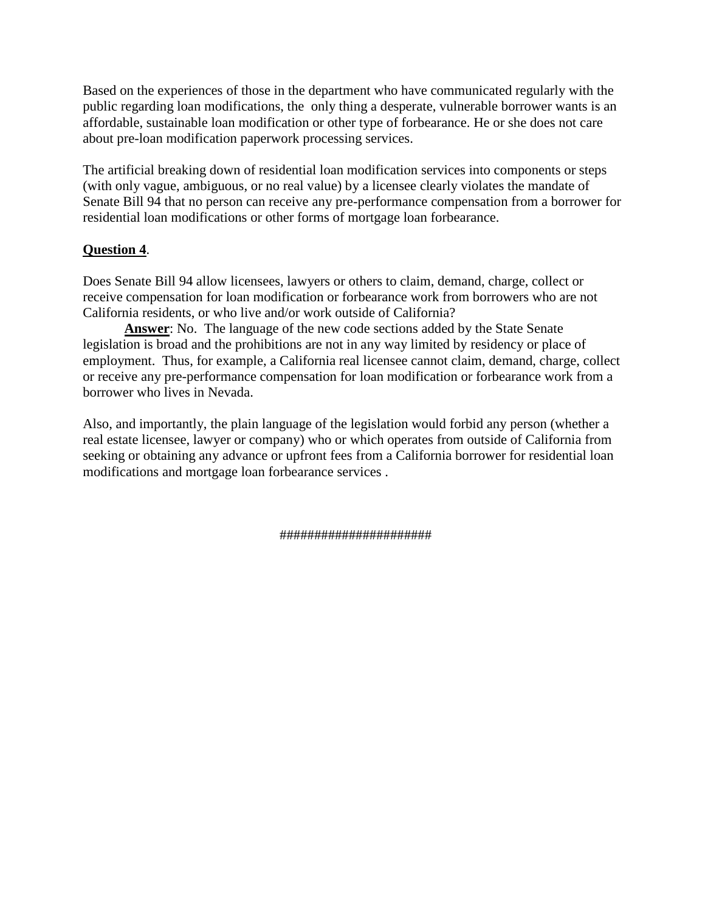Based on the experiences of those in the department who have communicated regularly with the public regarding loan modifications, the only thing a desperate, vulnerable borrower wants is an affordable, sustainable loan modification or other type of forbearance. He or she does not care about pre-loan modification paperwork processing services.

The artificial breaking down of residential loan modification services into components or steps (with only vague, ambiguous, or no real value) by a licensee clearly violates the mandate of Senate Bill 94 that no person can receive any pre-performance compensation from a borrower for residential loan modifications or other forms of mortgage loan forbearance.

**Question 4**.

Does Senate Bill 94 allow licensees, lawyers or others to claim, demand, charge, collect or receive compensation for loan modification or forbearance work from borrowers who are not California residents, or who live and/or work outside of California?

**Answer**: No. The language of the new code sections added by the State Senate legislation is broad and the prohibitions are not in any way limited by residency or place of employment. Thus, for example, a California real licensee cannot claim, demand, charge, collect or receive any pre-performance compensation for loan modification or forbearance work from a borrower who lives in Nevada.

Also, and importantly, the plain language of the legislation would forbid any person (whether a real estate licensee, lawyer or company) who or which operates from outside of California from seeking or obtaining any advance or upfront fees from a California borrower for residential loan modifications and mortgage loan forbearance services .

#####################